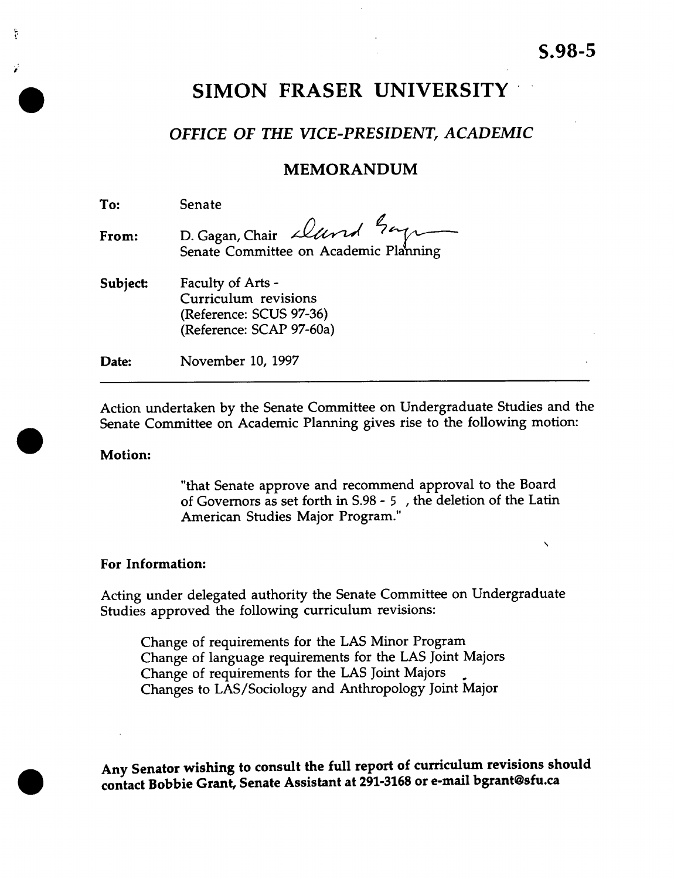**S.98-5**

# SIMON FRASER UNIVERSITY

## *OFFICE OF THE VICE-PRESIDENT, ACADEMIC*

## MEMORANDUM

**To:** Senate

**From:** D. Gagan, Chair
Senate Committee on Academic Planning

**Subject:** Faculty of Arts -
Curriculum revisions
(Reference: SCUS 97-36)
(Reference: SCAP 97-60a)

**Date:** November 10, 1997

---

Action undertaken by the Senate Committee on Undergraduate Studies and the Senate Committee on Academic Planning gives rise to the following motion:

**Motion:**

> "that Senate approve and recommend approval to the Board of Governors as set forth in S.98 - 5 , the deletion of the Latin American Studies Major Program."

**For Information:**

Acting under delegated authority the Senate Committee on Undergraduate Studies approved the following curriculum revisions:

- Change of requirements for the LAS Minor Program
- Change of language requirements for the LAS Joint Majors
- Change of requirements for the LAS Joint Majors
- Changes to LAS/Sociology and Anthropology Joint Major

**Any Senator wishing to consult the full report of curriculum revisions should contact Bobbie Grant, Senate Assistant at 291-3168 or e-mail bgrant@sfu.ca**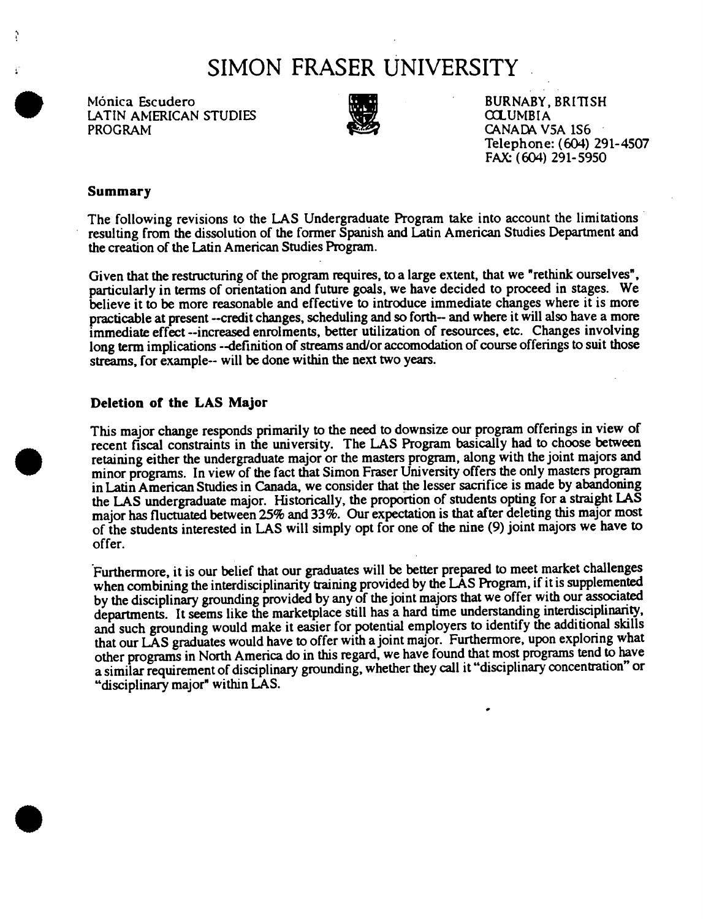# SIMON FRASER UNIVERSITY

Mónica Escudero
LATIN AMERICAN STUDIES
PROGRAM

BURNABY, BRITISH
COLUMBIA
CANADA V5A 1S6
Telephone: (604) 291-4507
FAX: (604) 291-5950

### Summary

The following revisions to the LAS Undergraduate Program take into account the limitations resulting from the dissolution of the former Spanish and Latin American Studies Department and the creation of the Latin American Studies Program.

Given that the restructuring of the program requires, to a large extent, that we "rethink ourselves", particularly in terms of orientation and future goals, we have decided to proceed in stages. We believe it to be more reasonable and effective to introduce immediate changes where it is more practicable at present --credit changes, scheduling and so forth-- and where it will also have a more immediate effect --increased enrolments, better utilization of resources, etc. Changes involving long term implications --definition of streams and/or accomodation of course offerings to suit those streams, for example-- will be done within the next two years.

### Deletion of the LAS Major

This major change responds primarily to the need to downsize our program offerings in view of recent fiscal constraints in the university. The LAS Program basically had to choose between retaining either the undergraduate major or the masters program, along with the joint majors and minor programs. In view of the fact that Simon Fraser University offers the only masters program in Latin American Studies in Canada, we consider that the lesser sacrifice is made by abandoning the LAS undergraduate major. Historically, the proportion of students opting for a straight LAS major has fluctuated between 25% and 33%. Our expectation is that after deleting this major most of the students interested in LAS will simply opt for one of the nine (9) joint majors we have to offer.

Furthermore, it is our belief that our graduates will be better prepared to meet market challenges when combining the interdisciplinarity training provided by the LAS Program, if it is supplemented by the disciplinary grounding provided by any of the joint majors that we offer with our associated departments. It seems like the marketplace still has a hard time understanding interdisciplinarity, and such grounding would make it easier for potential employers to identify the additional skills that our LAS graduates would have to offer with a joint major. Furthermore, upon exploring what other programs in North America do in this regard, we have found that most programs tend to have a similar requirement of disciplinary grounding, whether they call it "disciplinary concentration" or "disciplinary major" within LAS.